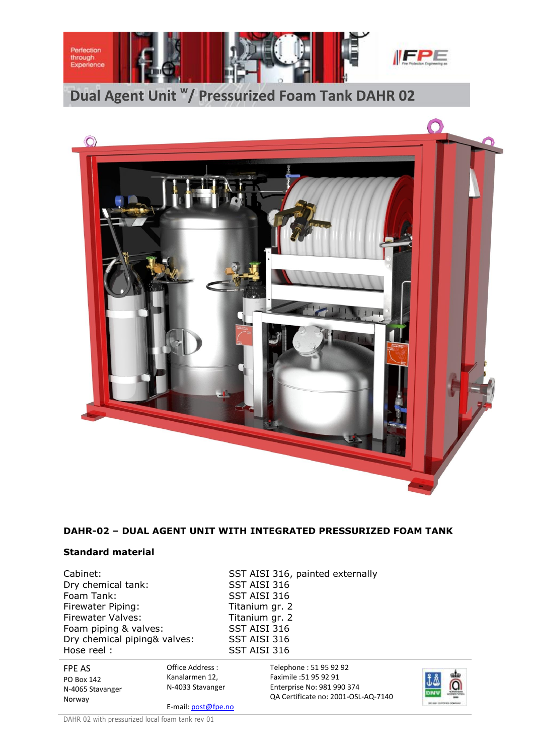# Dual Agent Unit w/ Pressurized Foam Tank DAHR 02

**DAHR-02 – DUAL AGENT UNIT WITH INTEGRATED PRESSURIZED FOAM TANK**

**Standard material**

| | |
|---|---|
| Cabinet: | SST AISI 316, painted externally |
| Dry chemical tank: | SST AISI 316 |
| Foam Tank: | SST AISI 316 |
| Firewater Piping: | Titanium gr. 2 |
| Firewater Valves: | Titanium gr. 2 |
| Foam piping & valves: | SST AISI 316 |
| Dry chemical piping& valves: | SST AISI 316 |
| Hose reel : | SST AISI 316 |

FPE AS
PO Box 142
N-4065 Stavanger
Norway

Office Address :
Kanalarmen 12,
N-4033 Stavanger

E-mail: post@fpe.no

Telephone : 51 95 92 92
Faximile :51 95 92 91
Enterprise No: 981 990 374
QA Certificate no: 2001-OSL-AQ-7140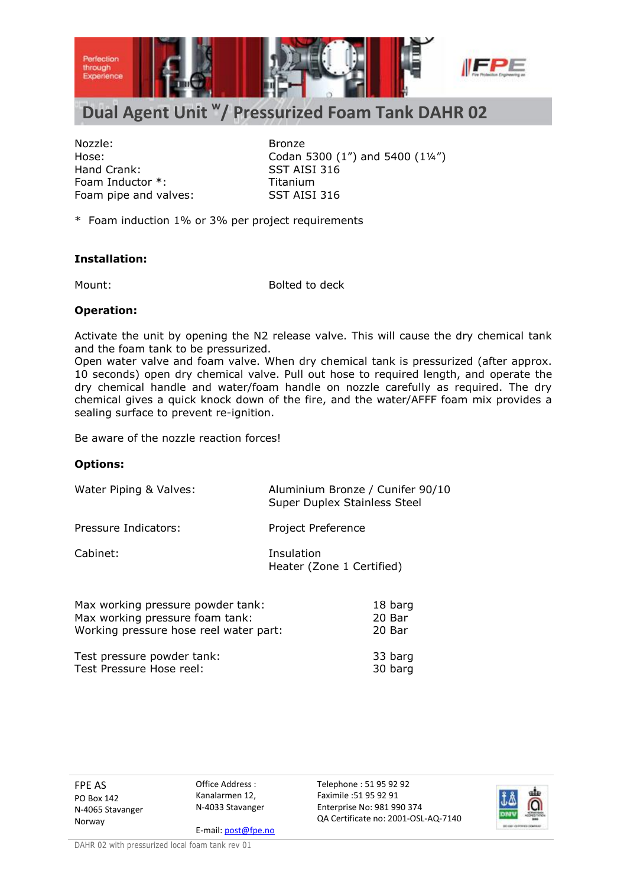# Dual Agent Unit $^{w}$/ Pressurized Foam Tank DAHR 02

| | |
|---|---|
| Nozzle: | Bronze |
| Hose: | Codan 5300 (1”) and 5400 (1¼”) |
| Hand Crank: | SST AISI 316 |
| Foam Inductor *: | Titanium |
| Foam pipe and valves: | SST AISI 316 |

* Foam induction 1% or 3% per project requirements

**Installation:**

| | |
|---|---|
| Mount: | Bolted to deck |

**Operation:**

Activate the unit by opening the N2 release valve. This will cause the dry chemical tank and the foam tank to be pressurized.
Open water valve and foam valve. When dry chemical tank is pressurized (after approx. 10 seconds) open dry chemical valve. Pull out hose to required length, and operate the dry chemical handle and water/foam handle on nozzle carefully as required. The dry chemical gives a quick knock down of the fire, and the water/AFFF foam mix provides a sealing surface to prevent re-ignition.

Be aware of the nozzle reaction forces!

**Options:**

| | |
|---|---|
| Water Piping & Valves: | Aluminium Bronze / Cunifer 90/10<br>Super Duplex Stainless Steel |
| Pressure Indicators: | Project Preference |
| Cabinet: | Insulation<br>Heater (Zone 1 Certified) |

| | |
|---|---|
| Max working pressure powder tank: | 18 barg |
| Max working pressure foam tank: | 20 Bar |
| Working pressure hose reel water part: | 20 Bar |

| | |
|---|---|
| Test pressure powder tank: | 33 barg |
| Test Pressure Hose reel: | 30 barg |

FPE AS
PO Box 142
N-4065 Stavanger
Norway

Office Address :
Kanalarmen 12,
N-4033 Stavanger

E-mail: post@fpe.no

Telephone : 51 95 92 92
Faximile :51 95 92 91
Enterprise No: 981 990 374
QA Certificate no: 2001-OSL-AQ-7140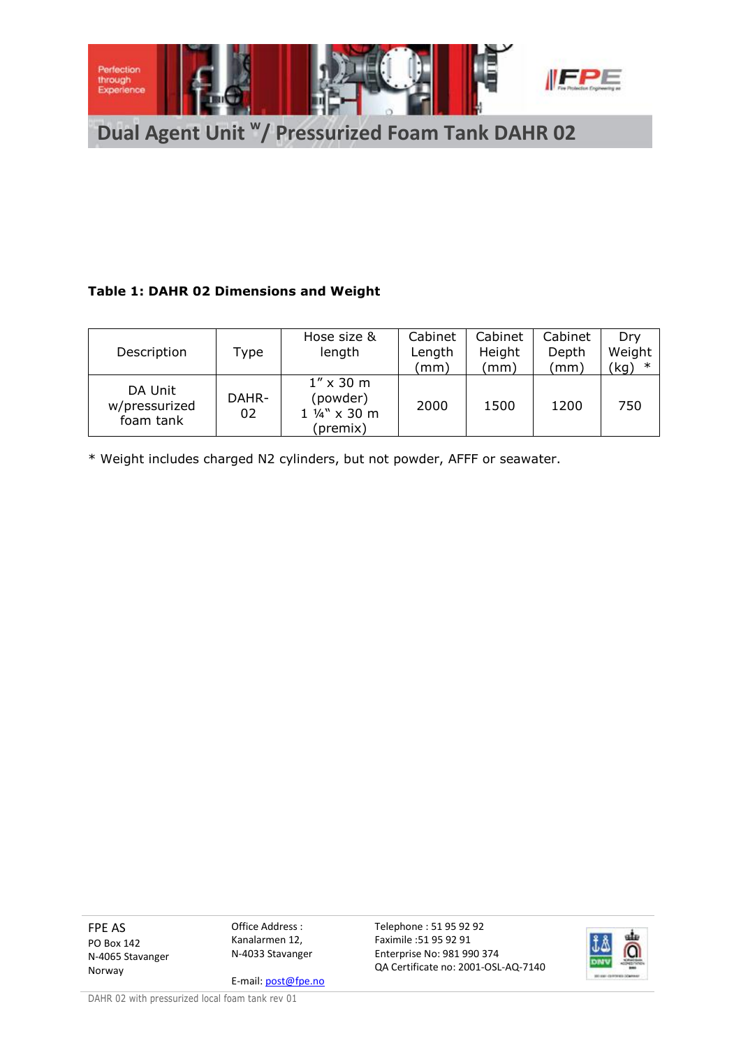**Table 1: DAHR 02 Dimensions and Weight**

| Description | Type | Hose size & length | Cabinet Length (mm) | Cabinet Height (mm) | Cabinet Depth (mm) | Dry Weight (kg) * |
|---|---|---|---|---|---|---|
| DA Unit w/pressurized foam tank | DAHR-02 | 1" x 30 m (powder) 1 ¼" x 30 m (premix) | 2000 | 1500 | 1200 | 750 |

* Weight includes charged N2 cylinders, but not powder, AFFF or seawater.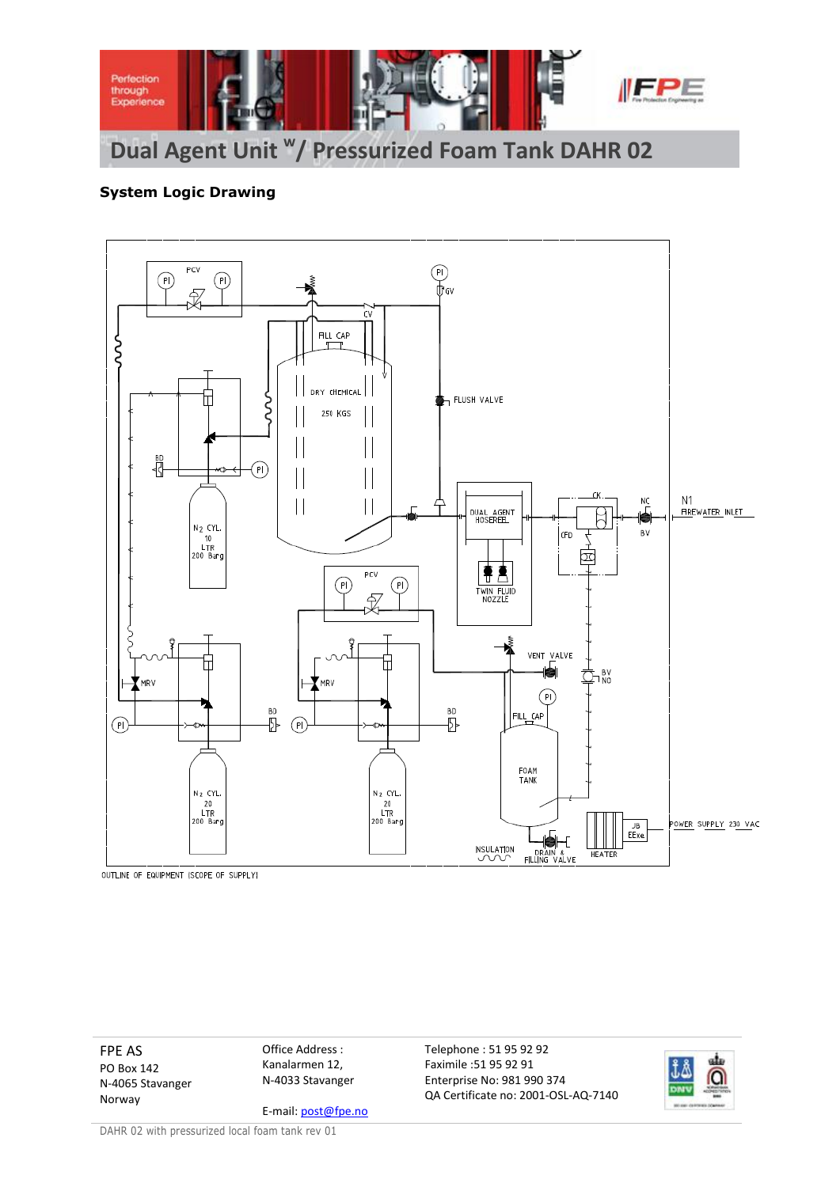# Dual Agent Unit w/ Pressurized Foam Tank DAHR 02

**System Logic Drawing**

PCV
PI
PI
PI
GV
CV
FILL CAP
DRY CHEMICAL
250 KGS
FLUSH VALVE
BD
PI
$N_2$ CYL.
10
LTR
200 Barg
DUAL AGENT HOSEREEL
TWIN FLUID NOZZLE
CK
NC
BV
N1
FIREWATER INLET
CFD
PCV
PI
PI
VENT VALVE
BV NO
MRV
MRV
PI
FILL CAP
PI
BD
PI
BD
FOAM TANK
$N_2$ CYL.
20
LTR
200 Barg
$N_2$ CYL.
20
LTR
200 Barg
JB EExe
POWER SUPPLY 230 VAC
HEATER
INSULATION
DRAIN & FILLING VALVE

OUTLINE OF EQUIPMENT (SCOPE OF SUPPLY)

FPE AS
PO Box 142
N-4065 Stavanger
Norway

Office Address :
Kanalarmen 12,
N-4033 Stavanger

E-mail: post@fpe.no

Telephone : 51 95 92 92
Faximile :51 95 92 91
Enterprise No: 981 990 374
QA Certificate no: 2001-OSL-AQ-7140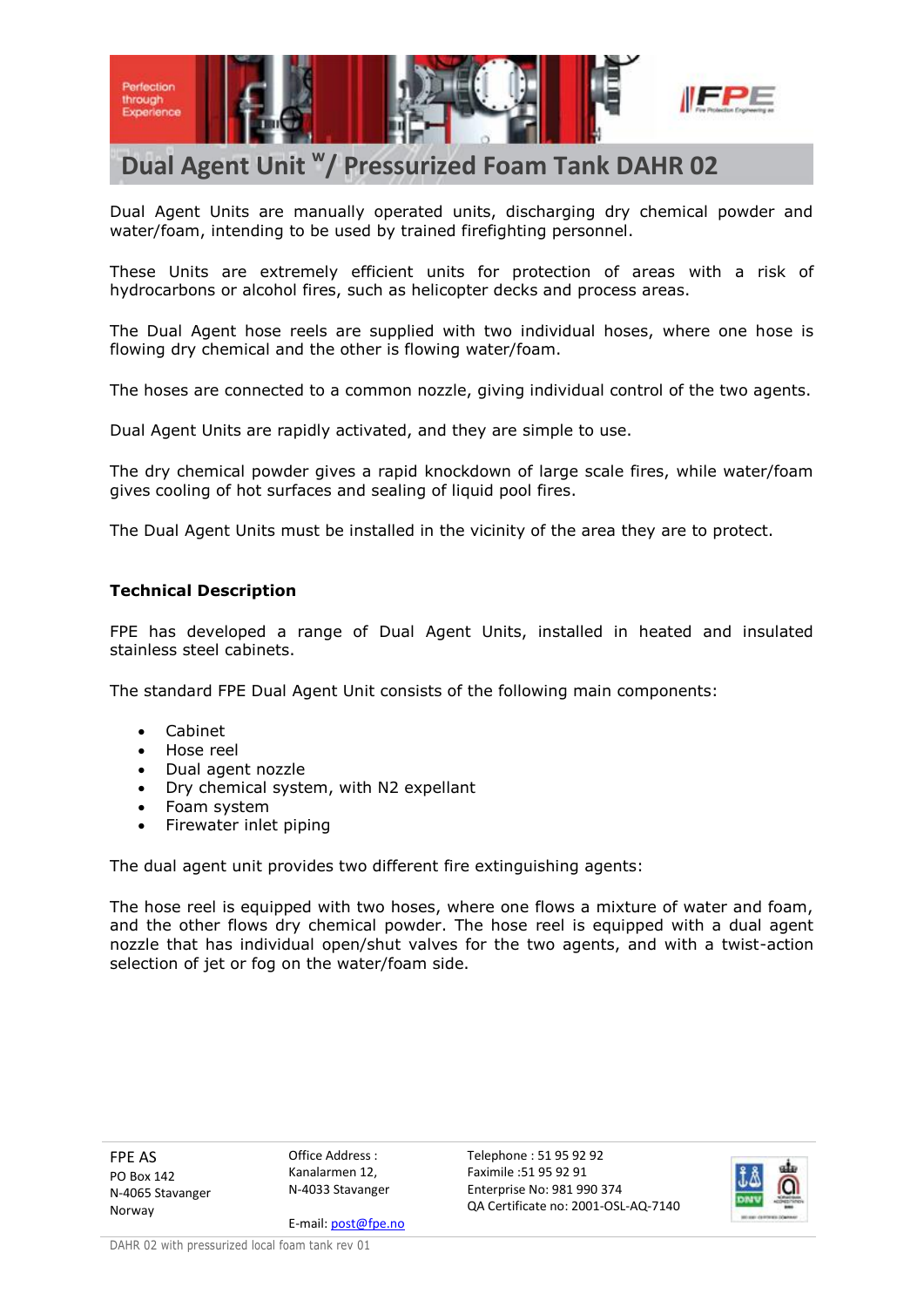# Dual Agent Unit $^{w}$/ Pressurized Foam Tank DAHR 02

Dual Agent Units are manually operated units, discharging dry chemical powder and water/foam, intending to be used by trained firefighting personnel.

These Units are extremely efficient units for protection of areas with a risk of hydrocarbons or alcohol fires, such as helicopter decks and process areas.

The Dual Agent hose reels are supplied with two individual hoses, where one hose is flowing dry chemical and the other is flowing water/foam.

The hoses are connected to a common nozzle, giving individual control of the two agents.

Dual Agent Units are rapidly activated, and they are simple to use.

The dry chemical powder gives a rapid knockdown of large scale fires, while water/foam gives cooling of hot surfaces and sealing of liquid pool fires.

The Dual Agent Units must be installed in the vicinity of the area they are to protect.

**Technical Description**

FPE has developed a range of Dual Agent Units, installed in heated and insulated stainless steel cabinets.

The standard FPE Dual Agent Unit consists of the following main components:

- Cabinet
- Hose reel
- Dual agent nozzle
- Dry chemical system, with N2 expellant
- Foam system
- Firewater inlet piping

The dual agent unit provides two different fire extinguishing agents:

The hose reel is equipped with two hoses, where one flows a mixture of water and foam, and the other flows dry chemical powder. The hose reel is equipped with a dual agent nozzle that has individual open/shut valves for the two agents, and with a twist-action selection of jet or fog on the water/foam side.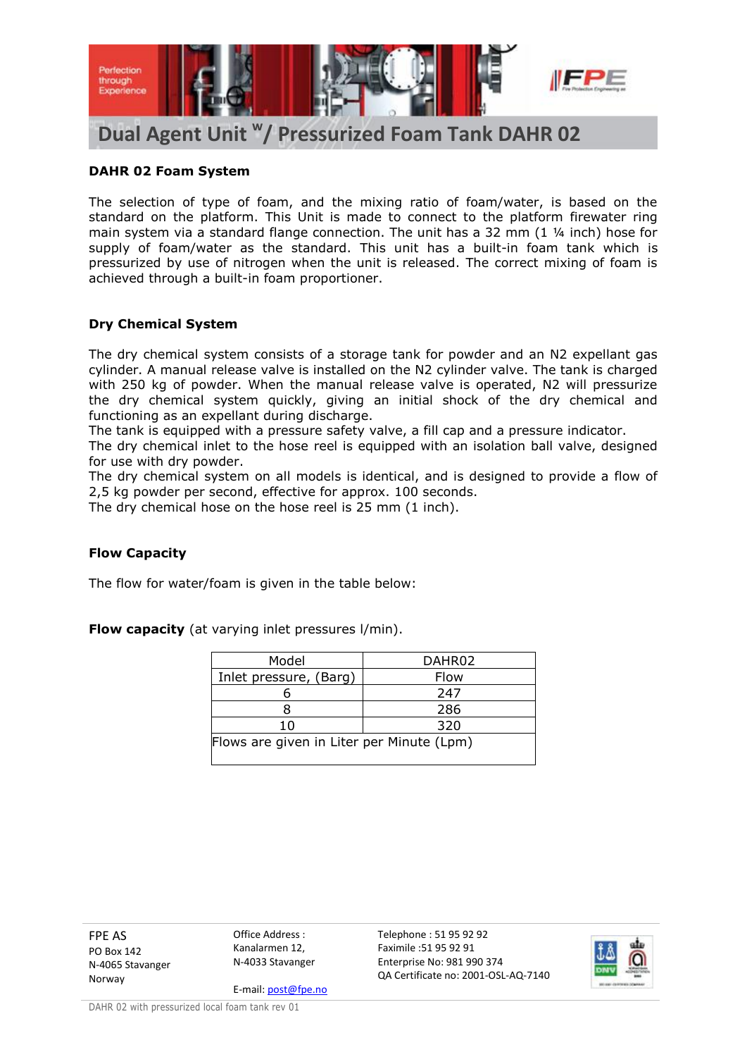# Dual Agent Unit w/ Pressurized Foam Tank DAHR 02

**DAHR 02 Foam System**

The selection of type of foam, and the mixing ratio of foam/water, is based on the standard on the platform. This Unit is made to connect to the platform firewater ring main system via a standard flange connection. The unit has a 32 mm (1 ¼ inch) hose for supply of foam/water as the standard. This unit has a built-in foam tank which is pressurized by use of nitrogen when the unit is released. The correct mixing of foam is achieved through a built-in foam proportioner.

**Dry Chemical System**

The dry chemical system consists of a storage tank for powder and an N2 expellant gas cylinder. A manual release valve is installed on the N2 cylinder valve. The tank is charged with 250 kg of powder. When the manual release valve is operated, N2 will pressurize the dry chemical system quickly, giving an initial shock of the dry chemical and functioning as an expellant during discharge.
The tank is equipped with a pressure safety valve, a fill cap and a pressure indicator.
The dry chemical inlet to the hose reel is equipped with an isolation ball valve, designed for use with dry powder.
The dry chemical system on all models is identical, and is designed to provide a flow of 2,5 kg powder per second, effective for approx. 100 seconds.
The dry chemical hose on the hose reel is 25 mm (1 inch).

**Flow Capacity**

The flow for water/foam is given in the table below:

**Flow capacity** (at varying inlet pressures l/min).

| Model | DAHR02 |
|---|---|
| Inlet pressure, (Barg) | Flow |
| 6 | 247 |
| 8 | 286 |
| 10 | 320 |
| Flows are given in Liter per Minute (Lpm) | |

FPE AS
PO Box 142
N-4065 Stavanger
Norway

Office Address :
Kanalarmen 12,
N-4033 Stavanger

E-mail: post@fpe.no

Telephone : 51 95 92 92
Faximile :51 95 92 91
Enterprise No: 981 990 374
QA Certificate no: 2001-OSL-AQ-7140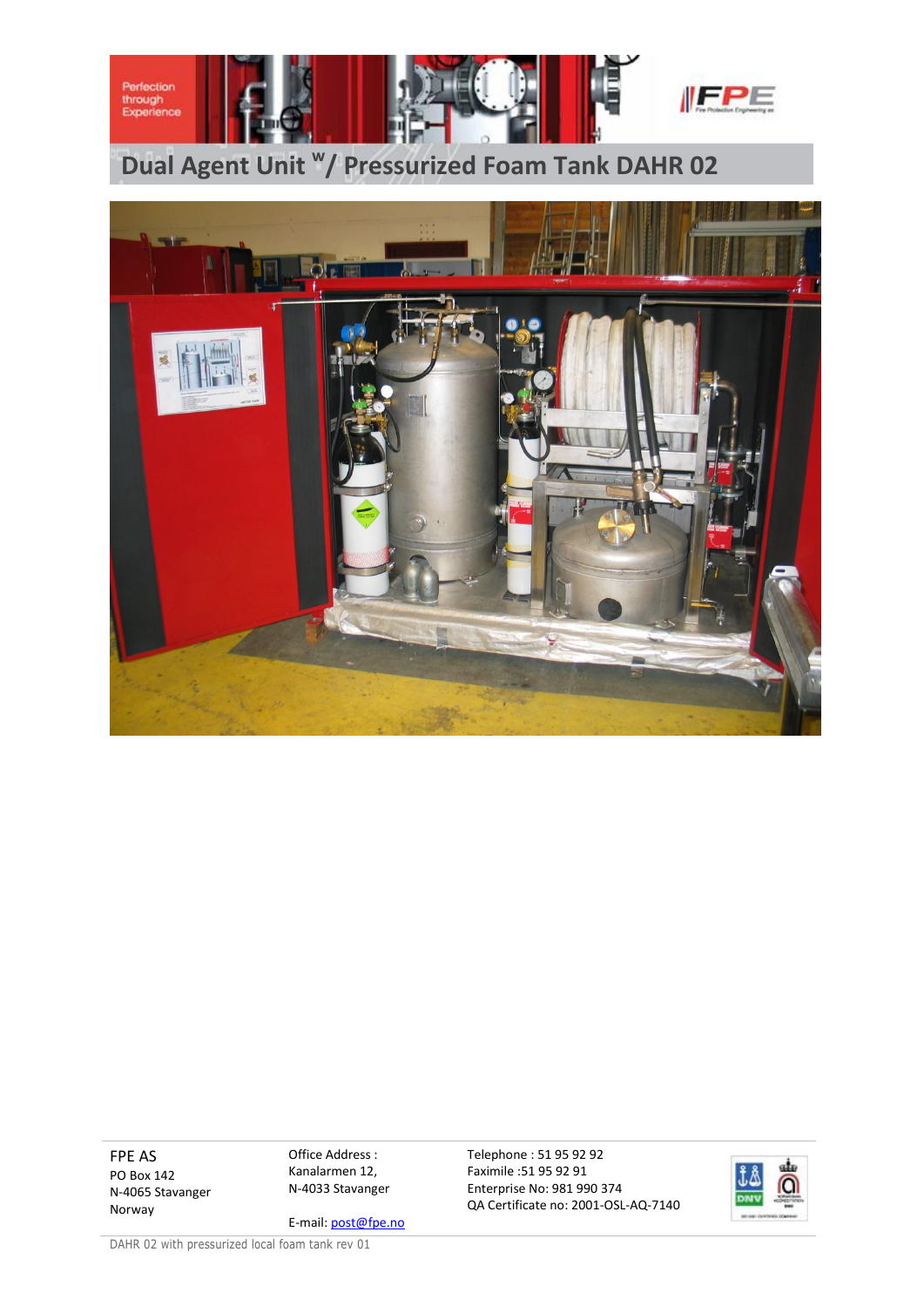# Dual Agent Unit [w] / Pressurized Foam Tank DAHR 02